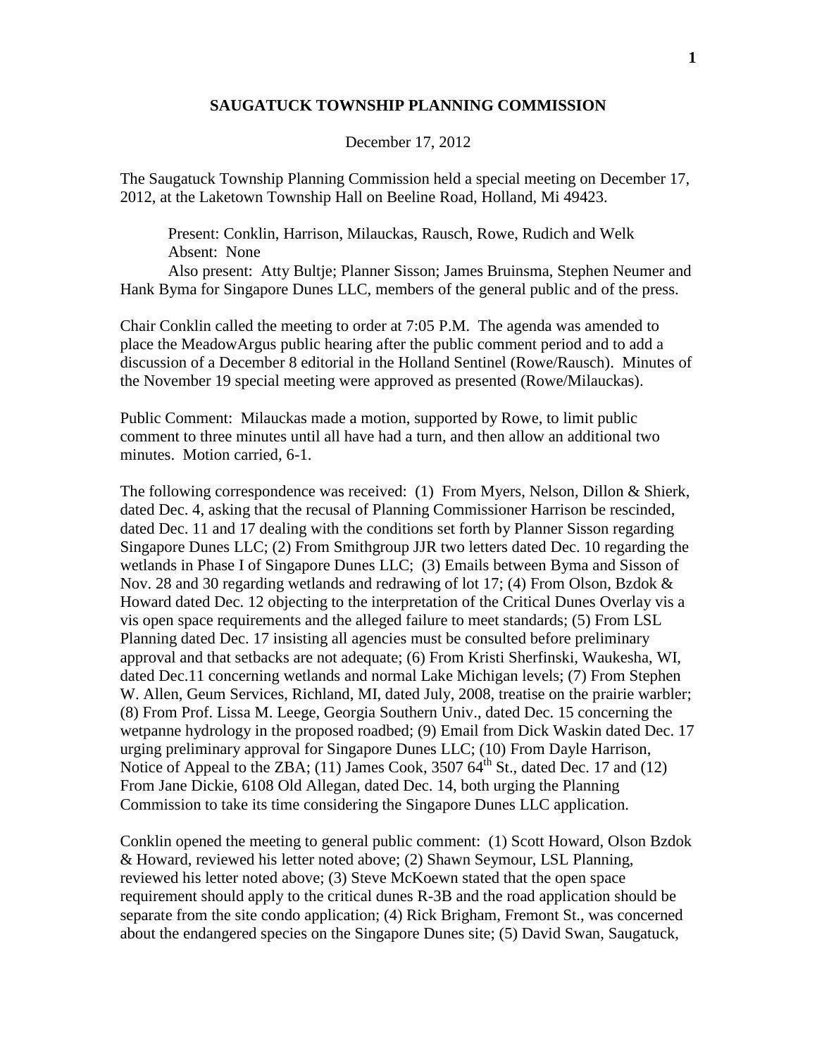# SAUGATUCK TOWNSHIP PLANNING COMMISSION

December 17, 2012

The Saugatuck Township Planning Commission held a special meeting on December 17, 2012, at the Laketown Township Hall on Beeline Road, Holland, Mi 49423.

Present: Conklin, Harrison, Milauckas, Rausch, Rowe, Rudich and Welk
Absent: None
Also present: Atty Bultje; Planner Sisson; James Bruinsma, Stephen Neumer and Hank Byma for Singapore Dunes LLC, members of the general public and of the press.

Chair Conklin called the meeting to order at 7:05 P.M. The agenda was amended to place the MeadowArgus public hearing after the public comment period and to add a discussion of a December 8 editorial in the Holland Sentinel (Rowe/Rausch). Minutes of the November 19 special meeting were approved as presented (Rowe/Milauckas).

Public Comment: Milauckas made a motion, supported by Rowe, to limit public comment to three minutes until all have had a turn, and then allow an additional two minutes. Motion carried, 6-1.

The following correspondence was received: (1) From Myers, Nelson, Dillon & Shierk, dated Dec. 4, asking that the recusal of Planning Commissioner Harrison be rescinded, dated Dec. 11 and 17 dealing with the conditions set forth by Planner Sisson regarding Singapore Dunes LLC; (2) From Smithgroup JJR two letters dated Dec. 10 regarding the wetlands in Phase I of Singapore Dunes LLC; (3) Emails between Byma and Sisson of Nov. 28 and 30 regarding wetlands and redrawing of lot 17; (4) From Olson, Bzdok & Howard dated Dec. 12 objecting to the interpretation of the Critical Dunes Overlay vis a vis open space requirements and the alleged failure to meet standards; (5) From LSL Planning dated Dec. 17 insisting all agencies must be consulted before preliminary approval and that setbacks are not adequate; (6) From Kristi Sherfinski, Waukesha, WI, dated Dec.11 concerning wetlands and normal Lake Michigan levels; (7) From Stephen W. Allen, Geum Services, Richland, MI, dated July, 2008, treatise on the prairie warbler; (8) From Prof. Lissa M. Leege, Georgia Southern Univ., dated Dec. 15 concerning the wetpanne hydrology in the proposed roadbed; (9) Email from Dick Waskin dated Dec. 17 urging preliminary approval for Singapore Dunes LLC; (10) From Dayle Harrison, Notice of Appeal to the ZBA; (11) James Cook, 3507 64th St., dated Dec. 17 and (12) From Jane Dickie, 6108 Old Allegan, dated Dec. 14, both urging the Planning Commission to take its time considering the Singapore Dunes LLC application.

Conklin opened the meeting to general public comment: (1) Scott Howard, Olson Bzdok & Howard, reviewed his letter noted above; (2) Shawn Seymour, LSL Planning, reviewed his letter noted above; (3) Steve McKoewn stated that the open space requirement should apply to the critical dunes R-3B and the road application should be separate from the site condo application; (4) Rick Brigham, Fremont St., was concerned about the endangered species on the Singapore Dunes site; (5) David Swan, Saugatuck,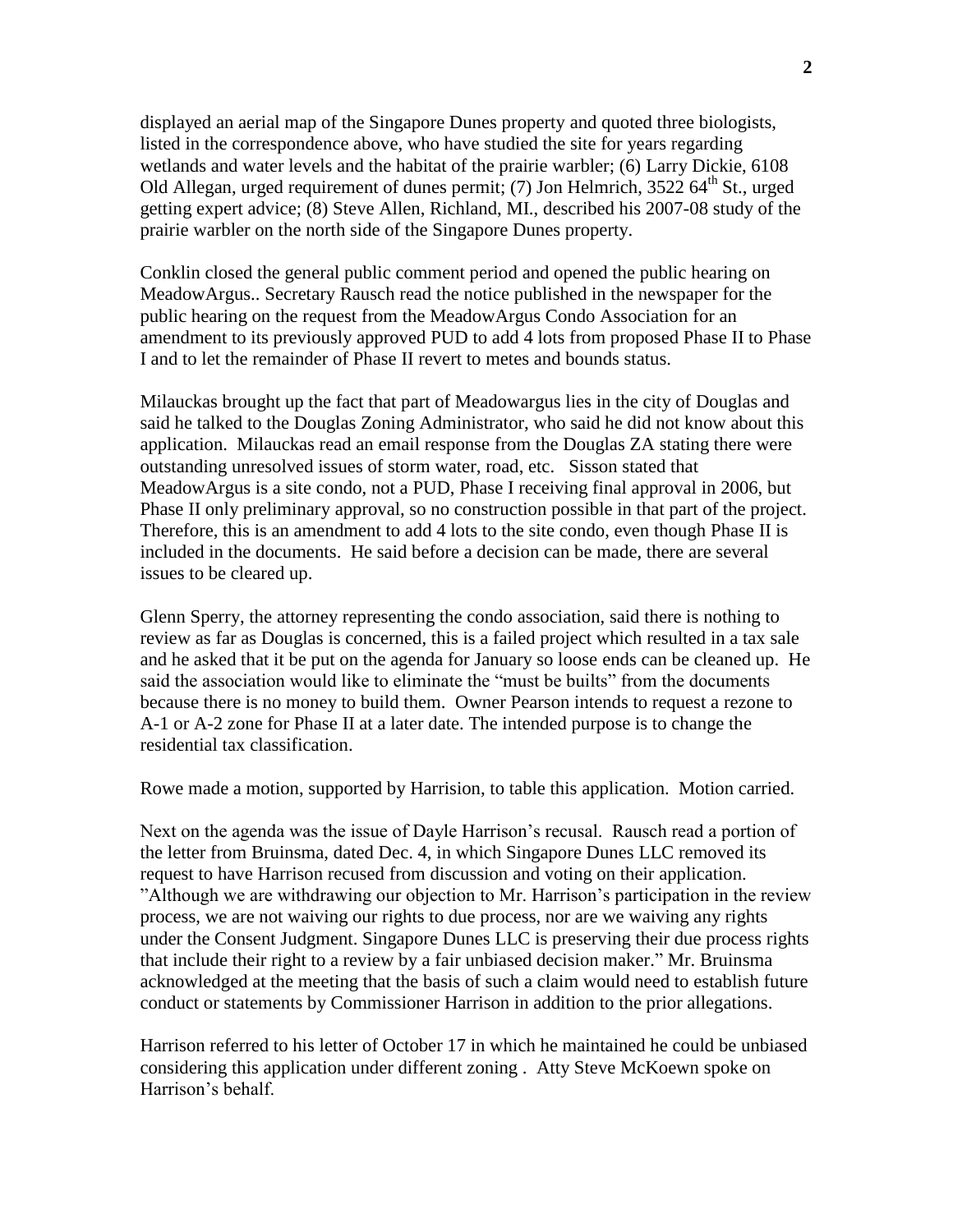displayed an aerial map of the Singapore Dunes property and quoted three biologists, listed in the correspondence above, who have studied the site for years regarding wetlands and water levels and the habitat of the prairie warbler; (6) Larry Dickie, 6108 Old Allegan, urged requirement of dunes permit; (7) Jon Helmrich, 3522 64th St., urged getting expert advice; (8) Steve Allen, Richland, MI., described his 2007-08 study of the prairie warbler on the north side of the Singapore Dunes property.

Conklin closed the general public comment period and opened the public hearing on MeadowArgus.. Secretary Rausch read the notice published in the newspaper for the public hearing on the request from the MeadowArgus Condo Association for an amendment to its previously approved PUD to add 4 lots from proposed Phase II to Phase I and to let the remainder of Phase II revert to metes and bounds status.

Milauckas brought up the fact that part of Meadowargus lies in the city of Douglas and said he talked to the Douglas Zoning Administrator, who said he did not know about this application. Milauckas read an email response from the Douglas ZA stating there were outstanding unresolved issues of storm water, road, etc. Sisson stated that MeadowArgus is a site condo, not a PUD, Phase I receiving final approval in 2006, but Phase II only preliminary approval, so no construction possible in that part of the project. Therefore, this is an amendment to add 4 lots to the site condo, even though Phase II is included in the documents. He said before a decision can be made, there are several issues to be cleared up.

Glenn Sperry, the attorney representing the condo association, said there is nothing to review as far as Douglas is concerned, this is a failed project which resulted in a tax sale and he asked that it be put on the agenda for January so loose ends can be cleaned up. He said the association would like to eliminate the "must be builts" from the documents because there is no money to build them. Owner Pearson intends to request a rezone to A-1 or A-2 zone for Phase II at a later date. The intended purpose is to change the residential tax classification.

Rowe made a motion, supported by Harrision, to table this application. Motion carried.

Next on the agenda was the issue of Dayle Harrison's recusal. Rausch read a portion of the letter from Bruinsma, dated Dec. 4, in which Singapore Dunes LLC removed its request to have Harrison recused from discussion and voting on their application. "Although we are withdrawing our objection to Mr. Harrison's participation in the review process, we are not waiving our rights to due process, nor are we waiving any rights under the Consent Judgment. Singapore Dunes LLC is preserving their due process rights that include their right to a review by a fair unbiased decision maker." Mr. Bruinsma acknowledged at the meeting that the basis of such a claim would need to establish future conduct or statements by Commissioner Harrison in addition to the prior allegations.

Harrison referred to his letter of October 17 in which he maintained he could be unbiased considering this application under different zoning . Atty Steve McKoewn spoke on Harrison's behalf.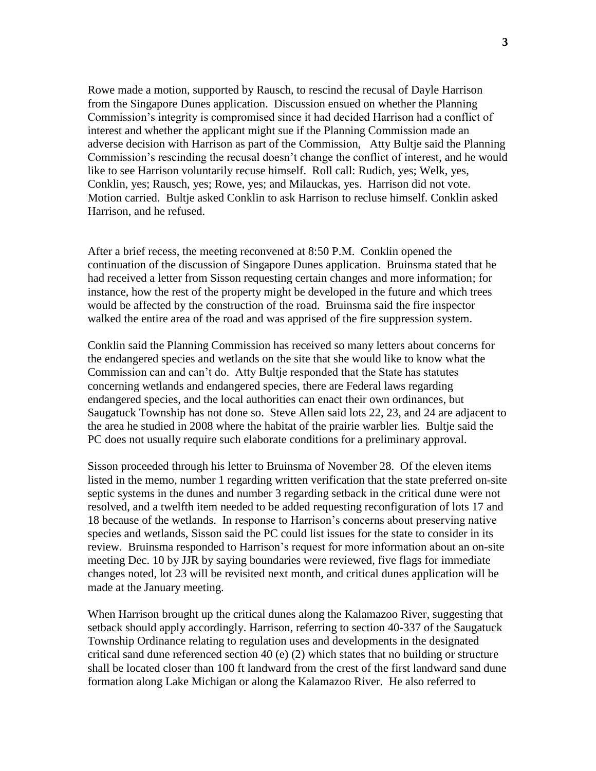Rowe made a motion, supported by Rausch, to rescind the recusal of Dayle Harrison from the Singapore Dunes application. Discussion ensued on whether the Planning Commission's integrity is compromised since it had decided Harrison had a conflict of interest and whether the applicant might sue if the Planning Commission made an adverse decision with Harrison as part of the Commission, Atty Bultje said the Planning Commission's rescinding the recusal doesn't change the conflict of interest, and he would like to see Harrison voluntarily recuse himself. Roll call: Rudich, yes; Welk, yes, Conklin, yes; Rausch, yes; Rowe, yes; and Milauckas, yes. Harrison did not vote. Motion carried. Bultje asked Conklin to ask Harrison to recluse himself. Conklin asked Harrison, and he refused.

After a brief recess, the meeting reconvened at 8:50 P.M. Conklin opened the continuation of the discussion of Singapore Dunes application. Bruinsma stated that he had received a letter from Sisson requesting certain changes and more information; for instance, how the rest of the property might be developed in the future and which trees would be affected by the construction of the road. Bruinsma said the fire inspector walked the entire area of the road and was apprised of the fire suppression system.

Conklin said the Planning Commission has received so many letters about concerns for the endangered species and wetlands on the site that she would like to know what the Commission can and can't do. Atty Bultje responded that the State has statutes concerning wetlands and endangered species, there are Federal laws regarding endangered species, and the local authorities can enact their own ordinances, but Saugatuck Township has not done so. Steve Allen said lots 22, 23, and 24 are adjacent to the area he studied in 2008 where the habitat of the prairie warbler lies. Bultje said the PC does not usually require such elaborate conditions for a preliminary approval.

Sisson proceeded through his letter to Bruinsma of November 28. Of the eleven items listed in the memo, number 1 regarding written verification that the state preferred on-site septic systems in the dunes and number 3 regarding setback in the critical dune were not resolved, and a twelfth item needed to be added requesting reconfiguration of lots 17 and 18 because of the wetlands. In response to Harrison's concerns about preserving native species and wetlands, Sisson said the PC could list issues for the state to consider in its review. Bruinsma responded to Harrison's request for more information about an on-site meeting Dec. 10 by JJR by saying boundaries were reviewed, five flags for immediate changes noted, lot 23 will be revisited next month, and critical dunes application will be made at the January meeting.

When Harrison brought up the critical dunes along the Kalamazoo River, suggesting that setback should apply accordingly. Harrison, referring to section 40-337 of the Saugatuck Township Ordinance relating to regulation uses and developments in the designated critical sand dune referenced section 40 (e) (2) which states that no building or structure shall be located closer than 100 ft landward from the crest of the first landward sand dune formation along Lake Michigan or along the Kalamazoo River. He also referred to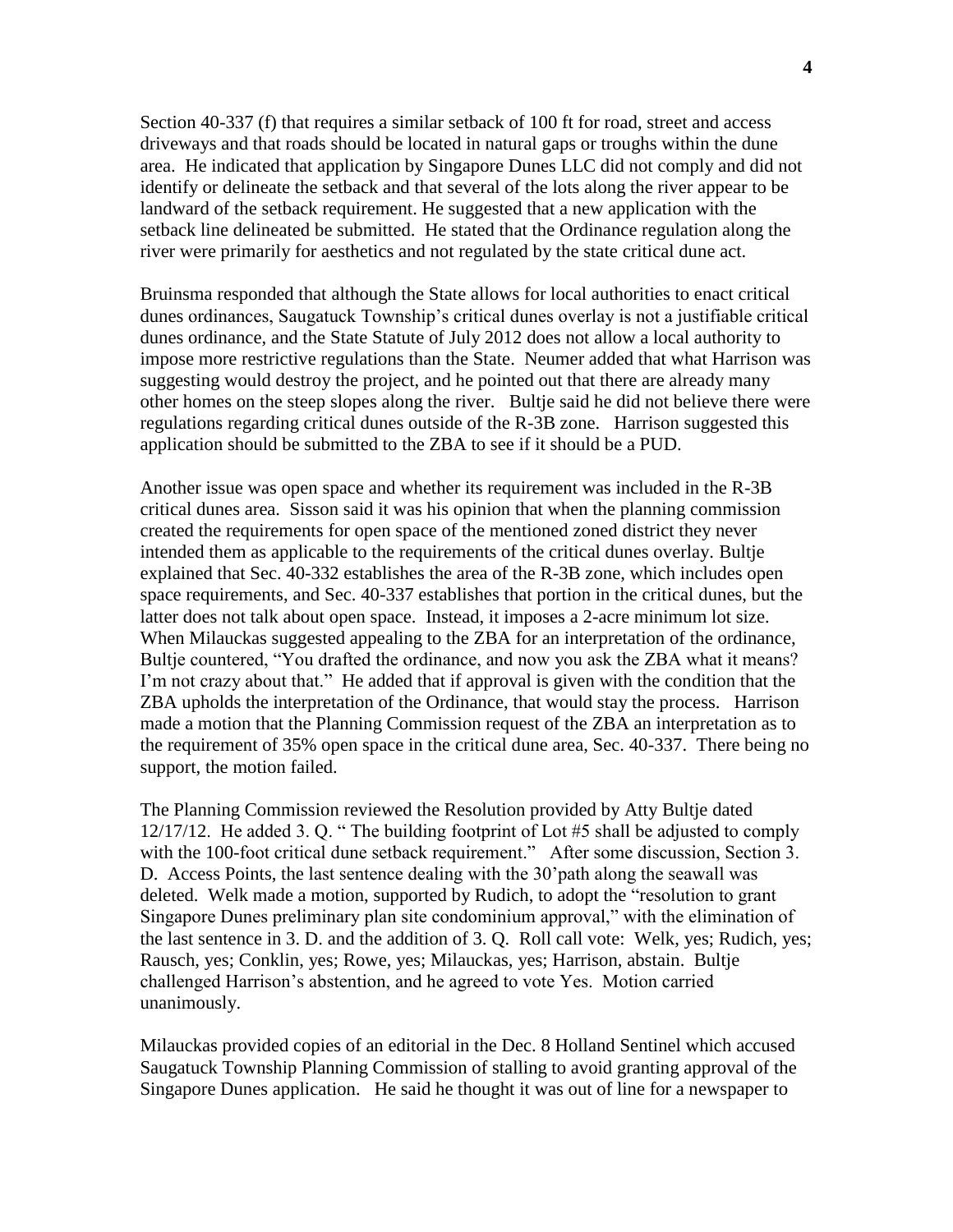Section 40-337 (f) that requires a similar setback of 100 ft for road, street and access driveways and that roads should be located in natural gaps or troughs within the dune area. He indicated that application by Singapore Dunes LLC did not comply and did not identify or delineate the setback and that several of the lots along the river appear to be landward of the setback requirement. He suggested that a new application with the setback line delineated be submitted. He stated that the Ordinance regulation along the river were primarily for aesthetics and not regulated by the state critical dune act.

Bruinsma responded that although the State allows for local authorities to enact critical dunes ordinances, Saugatuck Township's critical dunes overlay is not a justifiable critical dunes ordinance, and the State Statute of July 2012 does not allow a local authority to impose more restrictive regulations than the State. Neumer added that what Harrison was suggesting would destroy the project, and he pointed out that there are already many other homes on the steep slopes along the river. Bultje said he did not believe there were regulations regarding critical dunes outside of the R-3B zone. Harrison suggested this application should be submitted to the ZBA to see if it should be a PUD.

Another issue was open space and whether its requirement was included in the R-3B critical dunes area. Sisson said it was his opinion that when the planning commission created the requirements for open space of the mentioned zoned district they never intended them as applicable to the requirements of the critical dunes overlay. Bultje explained that Sec. 40-332 establishes the area of the R-3B zone, which includes open space requirements, and Sec. 40-337 establishes that portion in the critical dunes, but the latter does not talk about open space. Instead, it imposes a 2-acre minimum lot size. When Milauckas suggested appealing to the ZBA for an interpretation of the ordinance, Bultje countered, "You drafted the ordinance, and now you ask the ZBA what it means? I'm not crazy about that." He added that if approval is given with the condition that the ZBA upholds the interpretation of the Ordinance, that would stay the process. Harrison made a motion that the Planning Commission request of the ZBA an interpretation as to the requirement of 35% open space in the critical dune area, Sec. 40-337. There being no support, the motion failed.

The Planning Commission reviewed the Resolution provided by Atty Bultje dated 12/17/12. He added 3. Q. " The building footprint of Lot #5 shall be adjusted to comply with the 100-foot critical dune setback requirement." After some discussion, Section 3. D. Access Points, the last sentence dealing with the 30'path along the seawall was deleted. Welk made a motion, supported by Rudich, to adopt the "resolution to grant Singapore Dunes preliminary plan site condominium approval," with the elimination of the last sentence in 3. D. and the addition of 3. Q. Roll call vote: Welk, yes; Rudich, yes; Rausch, yes; Conklin, yes; Rowe, yes; Milauckas, yes; Harrison, abstain. Bultje challenged Harrison's abstention, and he agreed to vote Yes. Motion carried unanimously.

Milauckas provided copies of an editorial in the Dec. 8 Holland Sentinel which accused Saugatuck Township Planning Commission of stalling to avoid granting approval of the Singapore Dunes application. He said he thought it was out of line for a newspaper to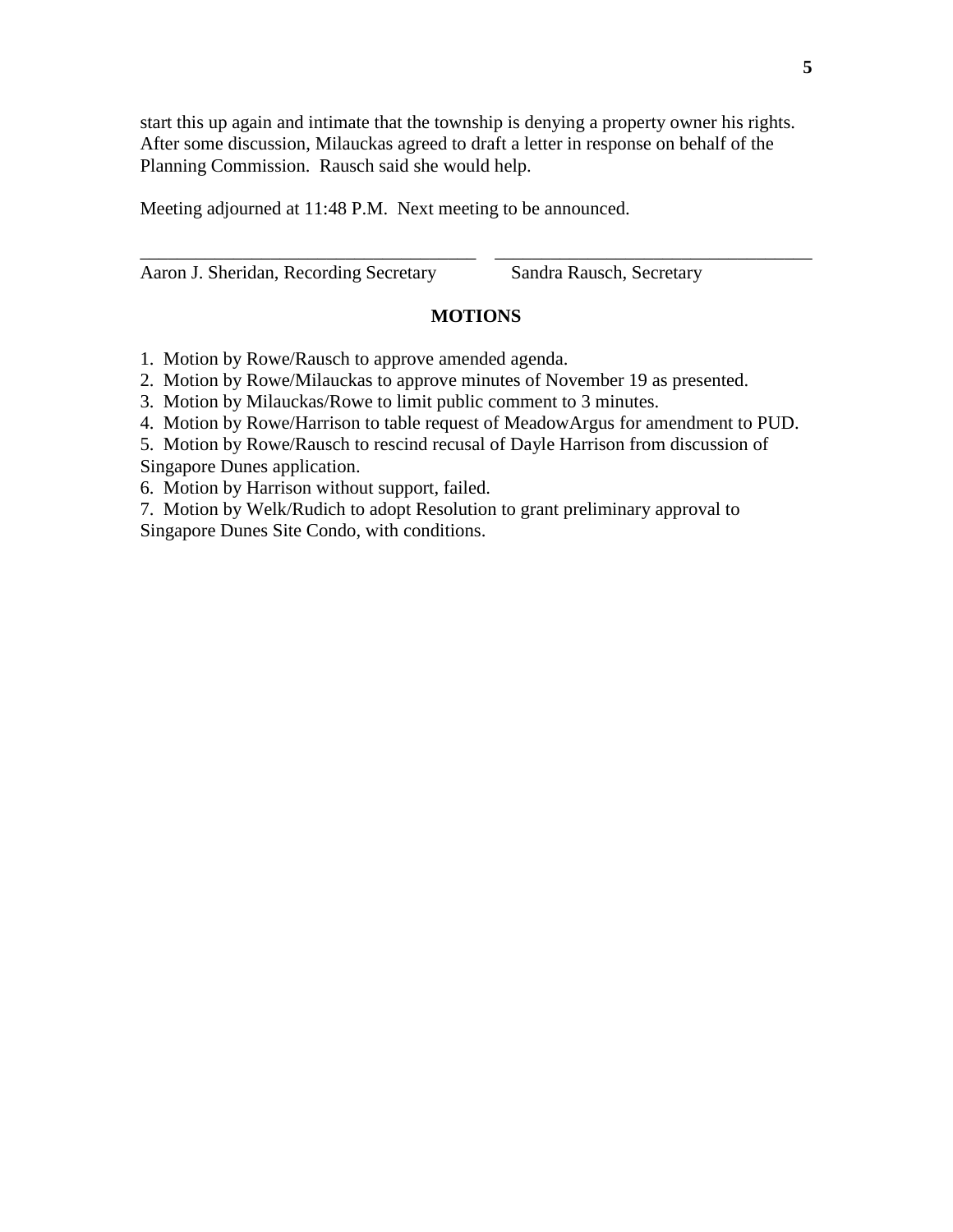start this up again and intimate that the township is denying a property owner his rights. After some discussion, Milauckas agreed to draft a letter in response on behalf of the Planning Commission. Rausch said she would help.

Meeting adjourned at 11:48 P.M. Next meeting to be announced.

\_\_\_\_\_\_\_\_\_\_\_\_\_\_\_\_\_\_\_\_\_\_\_\_\_\_\_\_\_\_\_\_\_\_\_\_ \_\_\_\_\_\_\_\_\_\_\_\_\_\_\_\_\_\_\_\_\_\_\_\_\_\_\_\_\_\_\_\_\_\_\_\_
Aaron J. Sheridan, Recording Secretary Sandra Rausch, Secretary

## MOTIONS

1. Motion by Rowe/Rausch to approve amended agenda.
2. Motion by Rowe/Milauckas to approve minutes of November 19 as presented.
3. Motion by Milauckas/Rowe to limit public comment to 3 minutes.
4. Motion by Rowe/Harrison to table request of MeadowArgus for amendment to PUD.
5. Motion by Rowe/Rausch to rescind recusal of Dayle Harrison from discussion of Singapore Dunes application.
6. Motion by Harrison without support, failed.
7. Motion by Welk/Rudich to adopt Resolution to grant preliminary approval to Singapore Dunes Site Condo, with conditions.